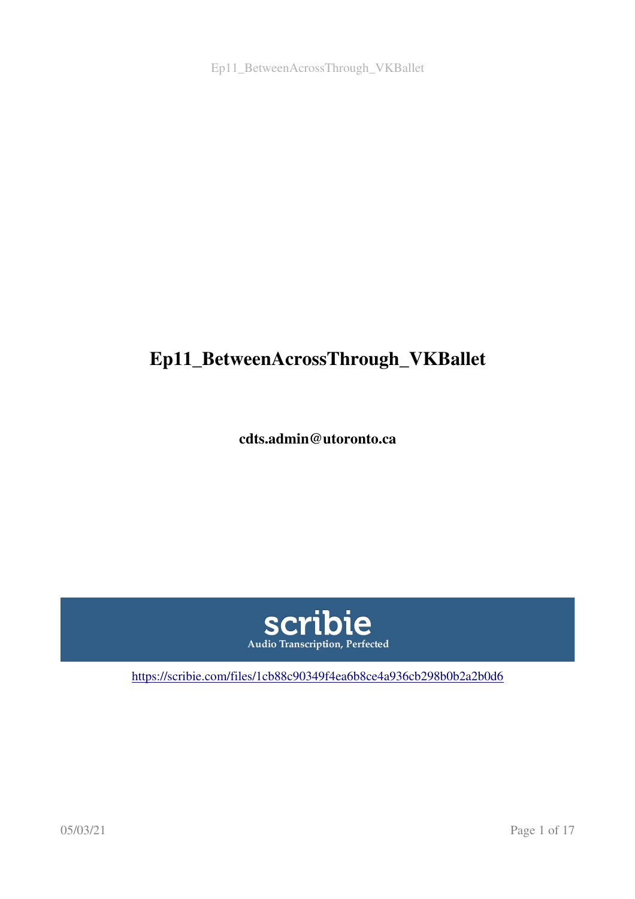# Ep11_BetweenAcrossThrough_VKBallet

**cdts.admin@utoronto.ca**

**scribie**
Audio Transcription, Perfected

https://scribie.com/files/1cb88c90349f4ea6b8ce4a936cb298b0b2a2b0d6

05/03/21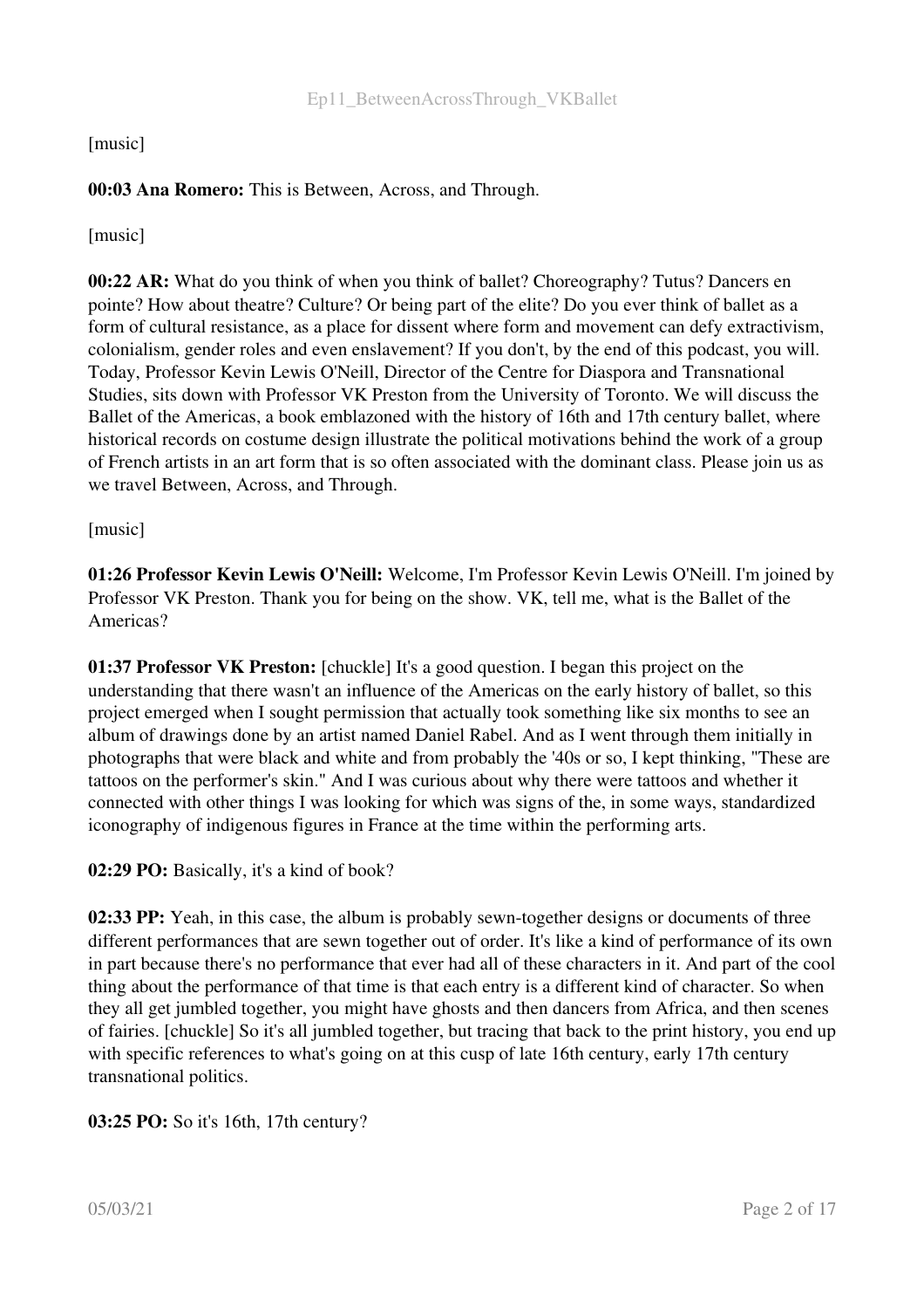[music]

**00:03 Ana Romero:** This is Between, Across, and Through.

[music]

**00:22 AR:** What do you think of when you think of ballet? Choreography? Tutus? Dancers en pointe? How about theatre? Culture? Or being part of the elite? Do you ever think of ballet as a form of cultural resistance, as a place for dissent where form and movement can defy extractivism, colonialism, gender roles and even enslavement? If you don't, by the end of this podcast, you will. Today, Professor Kevin Lewis O'Neill, Director of the Centre for Diaspora and Transnational Studies, sits down with Professor VK Preston from the University of Toronto. We will discuss the Ballet of the Americas, a book emblazoned with the history of 16th and 17th century ballet, where historical records on costume design illustrate the political motivations behind the work of a group of French artists in an art form that is so often associated with the dominant class. Please join us as we travel Between, Across, and Through.

[music]

**01:26 Professor Kevin Lewis O'Neill:** Welcome, I'm Professor Kevin Lewis O'Neill. I'm joined by Professor VK Preston. Thank you for being on the show. VK, tell me, what is the Ballet of the Americas?

**01:37 Professor VK Preston:** [chuckle] It's a good question. I began this project on the understanding that there wasn't an influence of the Americas on the early history of ballet, so this project emerged when I sought permission that actually took something like six months to see an album of drawings done by an artist named Daniel Rabel. And as I went through them initially in photographs that were black and white and from probably the '40s or so, I kept thinking, "These are tattoos on the performer's skin." And I was curious about why there were tattoos and whether it connected with other things I was looking for which was signs of the, in some ways, standardized iconography of indigenous figures in France at the time within the performing arts.

**02:29 PO:** Basically, it's a kind of book?

**02:33 PP:** Yeah, in this case, the album is probably sewn-together designs or documents of three different performances that are sewn together out of order. It's like a kind of performance of its own in part because there's no performance that ever had all of these characters in it. And part of the cool thing about the performance of that time is that each entry is a different kind of character. So when they all get jumbled together, you might have ghosts and then dancers from Africa, and then scenes of fairies. [chuckle] So it's all jumbled together, but tracing that back to the print history, you end up with specific references to what's going on at this cusp of late 16th century, early 17th century transnational politics.

**03:25 PO:** So it's 16th, 17th century?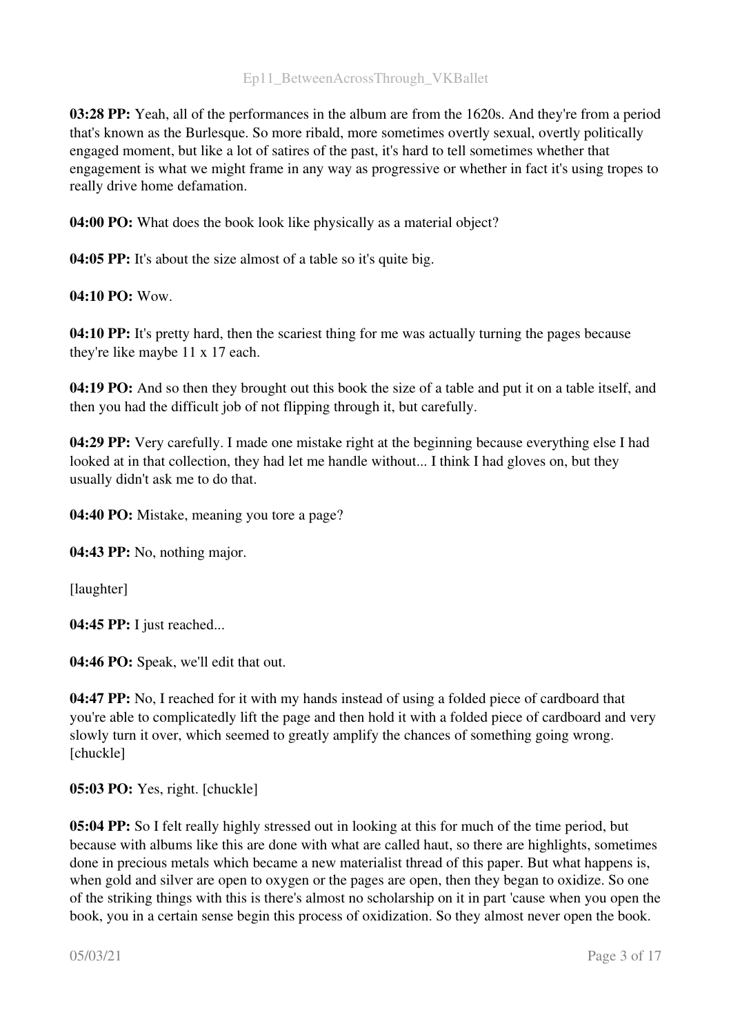**03:28 PP:** Yeah, all of the performances in the album are from the 1620s. And they're from a period that's known as the Burlesque. So more ribald, more sometimes overtly sexual, overtly politically engaged moment, but like a lot of satires of the past, it's hard to tell sometimes whether that engagement is what we might frame in any way as progressive or whether in fact it's using tropes to really drive home defamation.

**04:00 PO:** What does the book look like physically as a material object?

**04:05 PP:** It's about the size almost of a table so it's quite big.

**04:10 PO:** Wow.

**04:10 PP:** It's pretty hard, then the scariest thing for me was actually turning the pages because they're like maybe 11 x 17 each.

**04:19 PO:** And so then they brought out this book the size of a table and put it on a table itself, and then you had the difficult job of not flipping through it, but carefully.

**04:29 PP:** Very carefully. I made one mistake right at the beginning because everything else I had looked at in that collection, they had let me handle without... I think I had gloves on, but they usually didn't ask me to do that.

**04:40 PO:** Mistake, meaning you tore a page?

**04:43 PP:** No, nothing major.

[laughter]

**04:45 PP:** I just reached...

**04:46 PO:** Speak, we'll edit that out.

**04:47 PP:** No, I reached for it with my hands instead of using a folded piece of cardboard that you're able to complicatedly lift the page and then hold it with a folded piece of cardboard and very slowly turn it over, which seemed to greatly amplify the chances of something going wrong. [chuckle]

**05:03 PO:** Yes, right. [chuckle]

**05:04 PP:** So I felt really highly stressed out in looking at this for much of the time period, but because with albums like this are done with what are called haut, so there are highlights, sometimes done in precious metals which became a new materialist thread of this paper. But what happens is, when gold and silver are open to oxygen or the pages are open, then they began to oxidize. So one of the striking things with this is there's almost no scholarship on it in part 'cause when you open the book, you in a certain sense begin this process of oxidization. So they almost never open the book.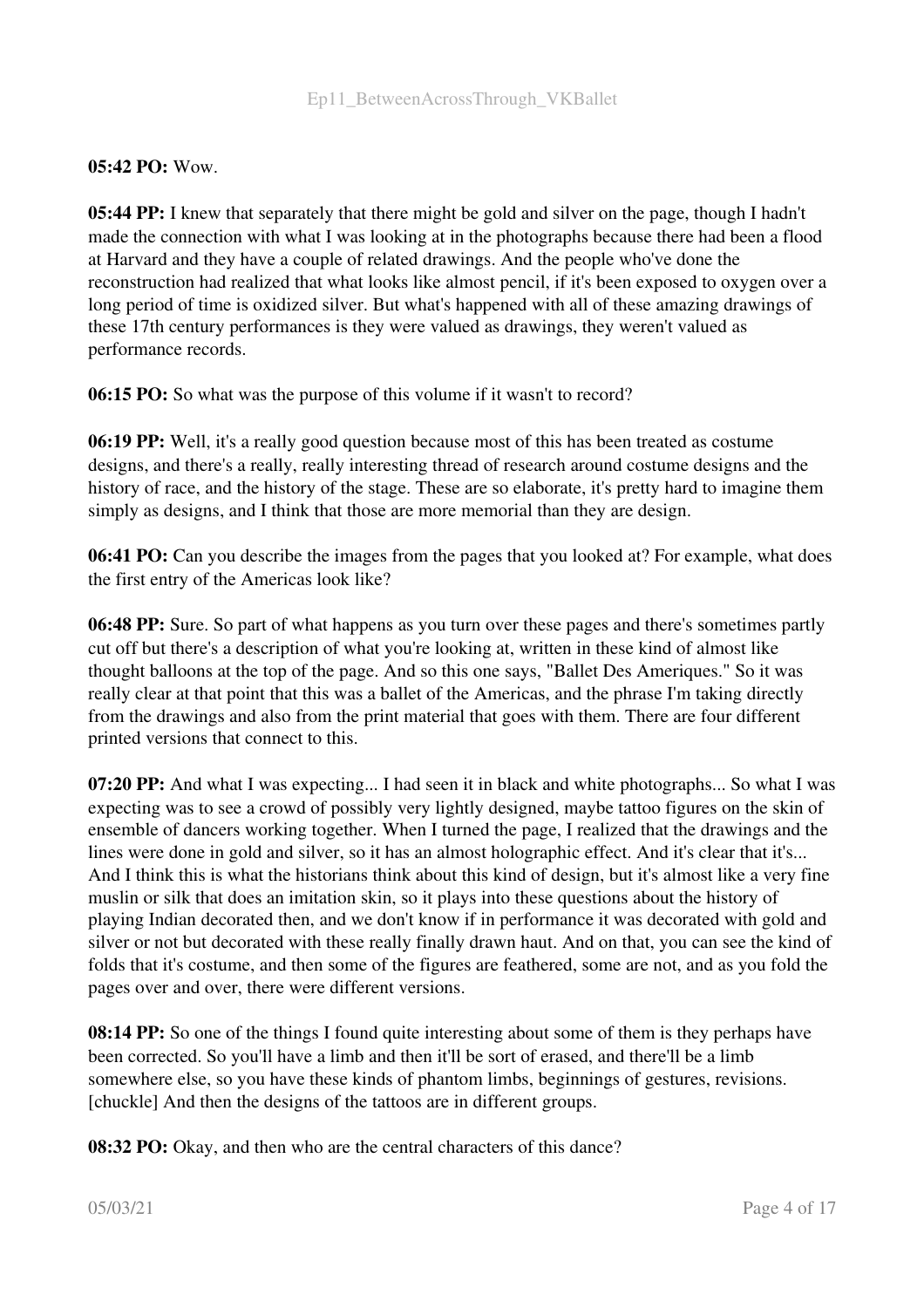**05:42 PO:** Wow.

**05:44 PP:** I knew that separately that there might be gold and silver on the page, though I hadn't made the connection with what I was looking at in the photographs because there had been a flood at Harvard and they have a couple of related drawings. And the people who've done the reconstruction had realized that what looks like almost pencil, if it's been exposed to oxygen over a long period of time is oxidized silver. But what's happened with all of these amazing drawings of these 17th century performances is they were valued as drawings, they weren't valued as performance records.

**06:15 PO:** So what was the purpose of this volume if it wasn't to record?

**06:19 PP:** Well, it's a really good question because most of this has been treated as costume designs, and there's a really, really interesting thread of research around costume designs and the history of race, and the history of the stage. These are so elaborate, it's pretty hard to imagine them simply as designs, and I think that those are more memorial than they are design.

**06:41 PO:** Can you describe the images from the pages that you looked at? For example, what does the first entry of the Americas look like?

**06:48 PP:** Sure. So part of what happens as you turn over these pages and there's sometimes partly cut off but there's a description of what you're looking at, written in these kind of almost like thought balloons at the top of the page. And so this one says, "Ballet Des Ameriques." So it was really clear at that point that this was a ballet of the Americas, and the phrase I'm taking directly from the drawings and also from the print material that goes with them. There are four different printed versions that connect to this.

**07:20 PP:** And what I was expecting... I had seen it in black and white photographs... So what I was expecting was to see a crowd of possibly very lightly designed, maybe tattoo figures on the skin of ensemble of dancers working together. When I turned the page, I realized that the drawings and the lines were done in gold and silver, so it has an almost holographic effect. And it's clear that it's... And I think this is what the historians think about this kind of design, but it's almost like a very fine muslin or silk that does an imitation skin, so it plays into these questions about the history of playing Indian decorated then, and we don't know if in performance it was decorated with gold and silver or not but decorated with these really finally drawn haut. And on that, you can see the kind of folds that it's costume, and then some of the figures are feathered, some are not, and as you fold the pages over and over, there were different versions.

**08:14 PP:** So one of the things I found quite interesting about some of them is they perhaps have been corrected. So you'll have a limb and then it'll be sort of erased, and there'll be a limb somewhere else, so you have these kinds of phantom limbs, beginnings of gestures, revisions. [chuckle] And then the designs of the tattoos are in different groups.

**08:32 PO:** Okay, and then who are the central characters of this dance?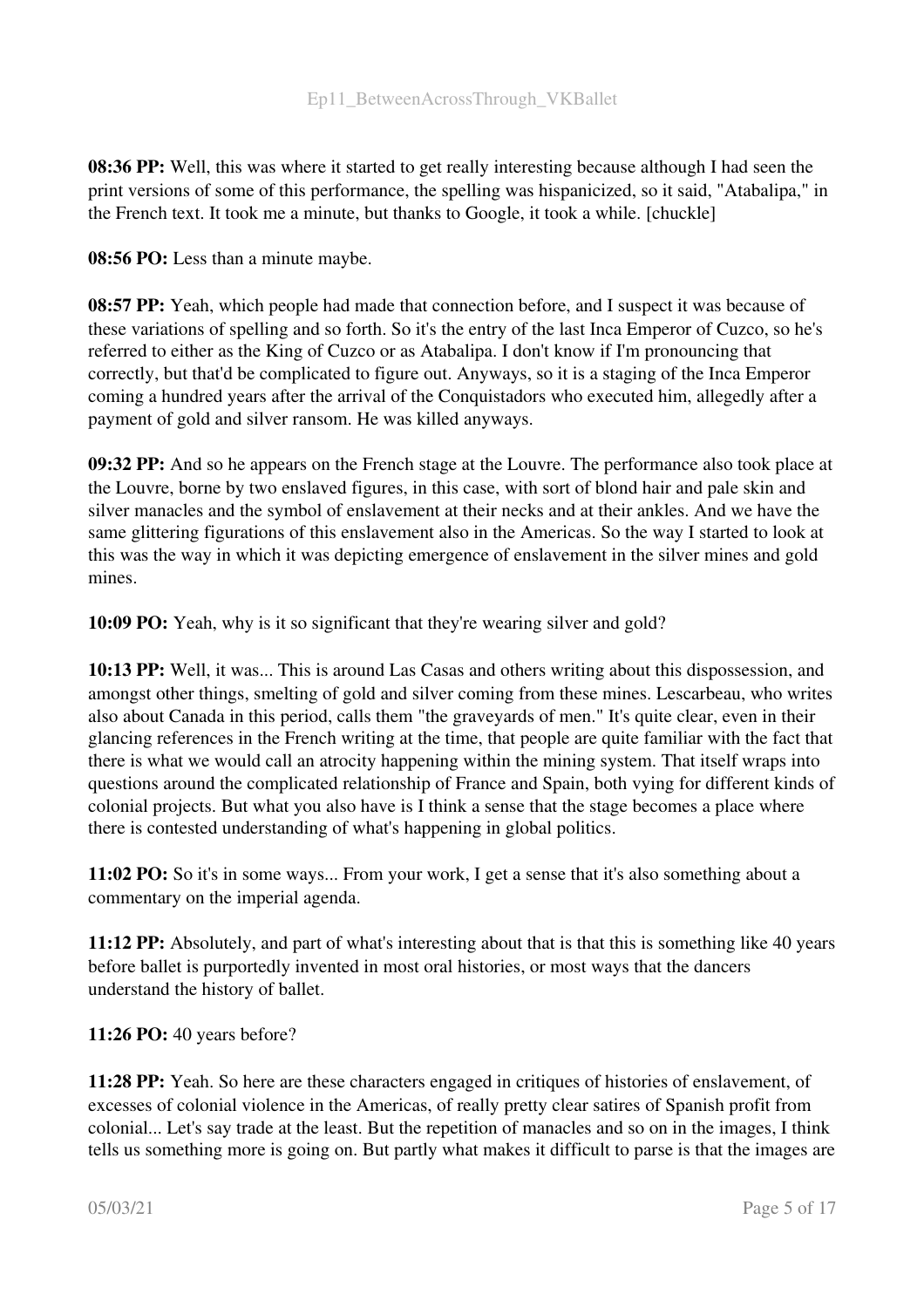**08:36 PP:** Well, this was where it started to get really interesting because although I had seen the print versions of some of this performance, the spelling was hispanicized, so it said, "Atabalipa," in the French text. It took me a minute, but thanks to Google, it took a while. [chuckle]

**08:56 PO:** Less than a minute maybe.

**08:57 PP:** Yeah, which people had made that connection before, and I suspect it was because of these variations of spelling and so forth. So it's the entry of the last Inca Emperor of Cuzco, so he's referred to either as the King of Cuzco or as Atabalipa. I don't know if I'm pronouncing that correctly, but that'd be complicated to figure out. Anyways, so it is a staging of the Inca Emperor coming a hundred years after the arrival of the Conquistadors who executed him, allegedly after a payment of gold and silver ransom. He was killed anyways.

**09:32 PP:** And so he appears on the French stage at the Louvre. The performance also took place at the Louvre, borne by two enslaved figures, in this case, with sort of blond hair and pale skin and silver manacles and the symbol of enslavement at their necks and at their ankles. And we have the same glittering figurations of this enslavement also in the Americas. So the way I started to look at this was the way in which it was depicting emergence of enslavement in the silver mines and gold mines.

**10:09 PO:** Yeah, why is it so significant that they're wearing silver and gold?

**10:13 PP:** Well, it was... This is around Las Casas and others writing about this dispossession, and amongst other things, smelting of gold and silver coming from these mines. Lescarbeau, who writes also about Canada in this period, calls them "the graveyards of men." It's quite clear, even in their glancing references in the French writing at the time, that people are quite familiar with the fact that there is what we would call an atrocity happening within the mining system. That itself wraps into questions around the complicated relationship of France and Spain, both vying for different kinds of colonial projects. But what you also have is I think a sense that the stage becomes a place where there is contested understanding of what's happening in global politics.

**11:02 PO:** So it's in some ways... From your work, I get a sense that it's also something about a commentary on the imperial agenda.

**11:12 PP:** Absolutely, and part of what's interesting about that is that this is something like 40 years before ballet is purportedly invented in most oral histories, or most ways that the dancers understand the history of ballet.

**11:26 PO:** 40 years before?

**11:28 PP:** Yeah. So here are these characters engaged in critiques of histories of enslavement, of excesses of colonial violence in the Americas, of really pretty clear satires of Spanish profit from colonial... Let's say trade at the least. But the repetition of manacles and so on in the images, I think tells us something more is going on. But partly what makes it difficult to parse is that the images are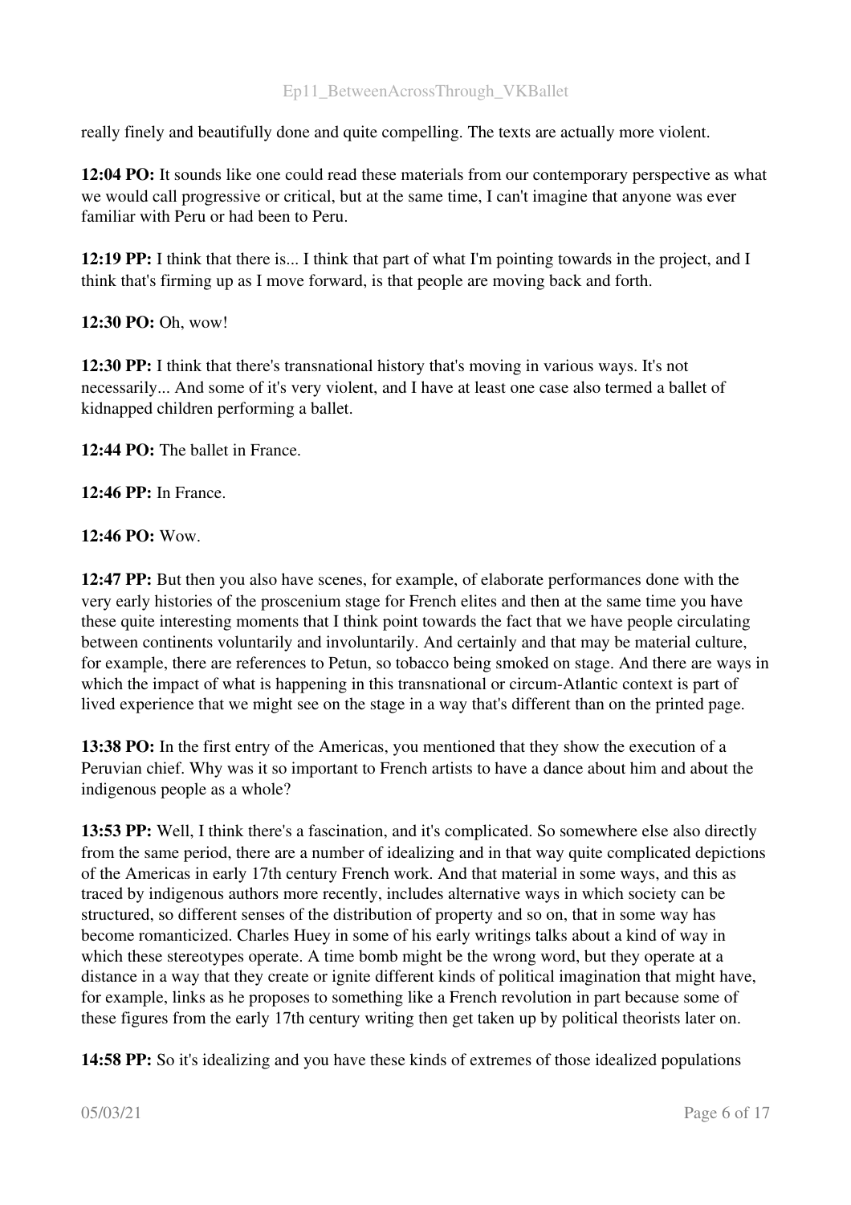really finely and beautifully done and quite compelling. The texts are actually more violent.

**12:04 PO:** It sounds like one could read these materials from our contemporary perspective as what we would call progressive or critical, but at the same time, I can't imagine that anyone was ever familiar with Peru or had been to Peru.

**12:19 PP:** I think that there is... I think that part of what I'm pointing towards in the project, and I think that's firming up as I move forward, is that people are moving back and forth.

**12:30 PO:** Oh, wow!

**12:30 PP:** I think that there's transnational history that's moving in various ways. It's not necessarily... And some of it's very violent, and I have at least one case also termed a ballet of kidnapped children performing a ballet.

**12:44 PO:** The ballet in France.

**12:46 PP:** In France.

**12:46 PO:** Wow.

**12:47 PP:** But then you also have scenes, for example, of elaborate performances done with the very early histories of the proscenium stage for French elites and then at the same time you have these quite interesting moments that I think point towards the fact that we have people circulating between continents voluntarily and involuntarily. And certainly and that may be material culture, for example, there are references to Petun, so tobacco being smoked on stage. And there are ways in which the impact of what is happening in this transnational or circum-Atlantic context is part of lived experience that we might see on the stage in a way that's different than on the printed page.

**13:38 PO:** In the first entry of the Americas, you mentioned that they show the execution of a Peruvian chief. Why was it so important to French artists to have a dance about him and about the indigenous people as a whole?

**13:53 PP:** Well, I think there's a fascination, and it's complicated. So somewhere else also directly from the same period, there are a number of idealizing and in that way quite complicated depictions of the Americas in early 17th century French work. And that material in some ways, and this as traced by indigenous authors more recently, includes alternative ways in which society can be structured, so different senses of the distribution of property and so on, that in some way has become romanticized. Charles Huey in some of his early writings talks about a kind of way in which these stereotypes operate. A time bomb might be the wrong word, but they operate at a distance in a way that they create or ignite different kinds of political imagination that might have, for example, links as he proposes to something like a French revolution in part because some of these figures from the early 17th century writing then get taken up by political theorists later on.

**14:58 PP:** So it's idealizing and you have these kinds of extremes of those idealized populations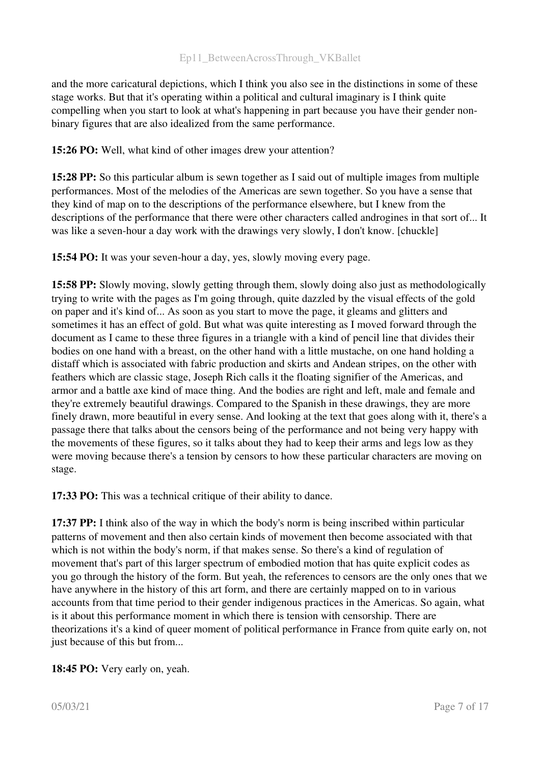and the more caricatural depictions, which I think you also see in the distinctions in some of these stage works. But that it's operating within a political and cultural imaginary is I think quite compelling when you start to look at what's happening in part because you have their gender non-binary figures that are also idealized from the same performance.

**15:26 PO:** Well, what kind of other images drew your attention?

**15:28 PP:** So this particular album is sewn together as I said out of multiple images from multiple performances. Most of the melodies of the Americas are sewn together. So you have a sense that they kind of map on to the descriptions of the performance elsewhere, but I knew from the descriptions of the performance that there were other characters called androgines in that sort of... It was like a seven-hour a day work with the drawings very slowly, I don't know. [chuckle]

**15:54 PO:** It was your seven-hour a day, yes, slowly moving every page.

**15:58 PP:** Slowly moving, slowly getting through them, slowly doing also just as methodologically trying to write with the pages as I'm going through, quite dazzled by the visual effects of the gold on paper and it's kind of... As soon as you start to move the page, it gleams and glitters and sometimes it has an effect of gold. But what was quite interesting as I moved forward through the document as I came to these three figures in a triangle with a kind of pencil line that divides their bodies on one hand with a breast, on the other hand with a little mustache, on one hand holding a distaff which is associated with fabric production and skirts and Andean stripes, on the other with feathers which are classic stage, Joseph Rich calls it the floating signifier of the Americas, and armor and a battle axe kind of mace thing. And the bodies are right and left, male and female and they're extremely beautiful drawings. Compared to the Spanish in these drawings, they are more finely drawn, more beautiful in every sense. And looking at the text that goes along with it, there's a passage there that talks about the censors being of the performance and not being very happy with the movements of these figures, so it talks about they had to keep their arms and legs low as they were moving because there's a tension by censors to how these particular characters are moving on stage.

**17:33 PO:** This was a technical critique of their ability to dance.

**17:37 PP:** I think also of the way in which the body's norm is being inscribed within particular patterns of movement and then also certain kinds of movement then become associated with that which is not within the body's norm, if that makes sense. So there's a kind of regulation of movement that's part of this larger spectrum of embodied motion that has quite explicit codes as you go through the history of the form. But yeah, the references to censors are the only ones that we have anywhere in the history of this art form, and there are certainly mapped on to in various accounts from that time period to their gender indigenous practices in the Americas. So again, what is it about this performance moment in which there is tension with censorship. There are theorizations it's a kind of queer moment of political performance in France from quite early on, not just because of this but from...

**18:45 PO:** Very early on, yeah.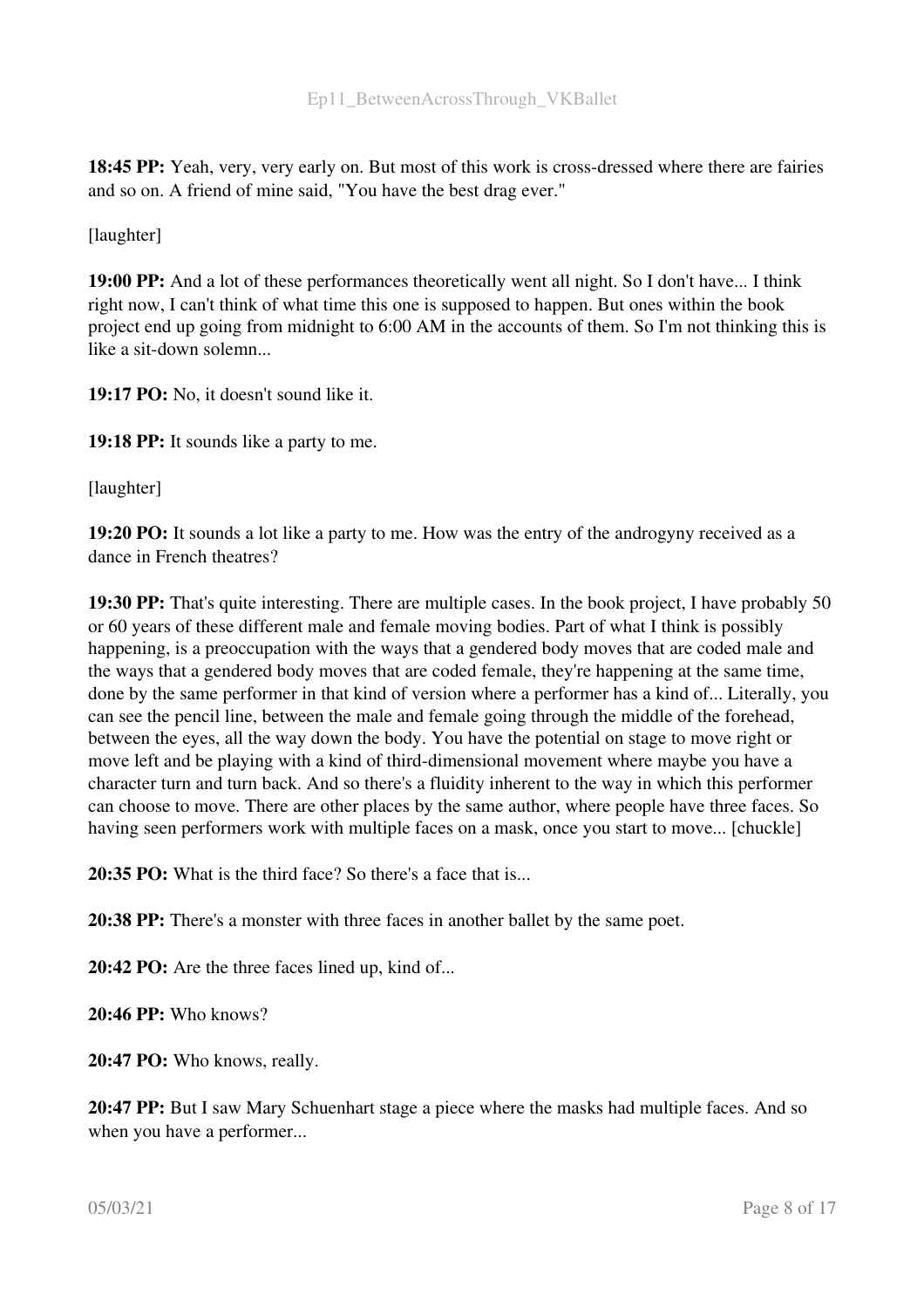**18:45 PP:** Yeah, very, very early on. But most of this work is cross-dressed where there are fairies and so on. A friend of mine said, "You have the best drag ever."

[laughter]

**19:00 PP:** And a lot of these performances theoretically went all night. So I don't have... I think right now, I can't think of what time this one is supposed to happen. But ones within the book project end up going from midnight to 6:00 AM in the accounts of them. So I'm not thinking this is like a sit-down solemn...

**19:17 PO:** No, it doesn't sound like it.

**19:18 PP:** It sounds like a party to me.

[laughter]

**19:20 PO:** It sounds a lot like a party to me. How was the entry of the androgyny received as a dance in French theatres?

**19:30 PP:** That's quite interesting. There are multiple cases. In the book project, I have probably 50 or 60 years of these different male and female moving bodies. Part of what I think is possibly happening, is a preoccupation with the ways that a gendered body moves that are coded male and the ways that a gendered body moves that are coded female, they're happening at the same time, done by the same performer in that kind of version where a performer has a kind of... Literally, you can see the pencil line, between the male and female going through the middle of the forehead, between the eyes, all the way down the body. You have the potential on stage to move right or move left and be playing with a kind of third-dimensional movement where maybe you have a character turn and turn back. And so there's a fluidity inherent to the way in which this performer can choose to move. There are other places by the same author, where people have three faces. So having seen performers work with multiple faces on a mask, once you start to move... [chuckle]

**20:35 PO:** What is the third face? So there's a face that is...

**20:38 PP:** There's a monster with three faces in another ballet by the same poet.

**20:42 PO:** Are the three faces lined up, kind of...

**20:46 PP:** Who knows?

**20:47 PO:** Who knows, really.

**20:47 PP:** But I saw Mary Schuenhart stage a piece where the masks had multiple faces. And so when you have a performer...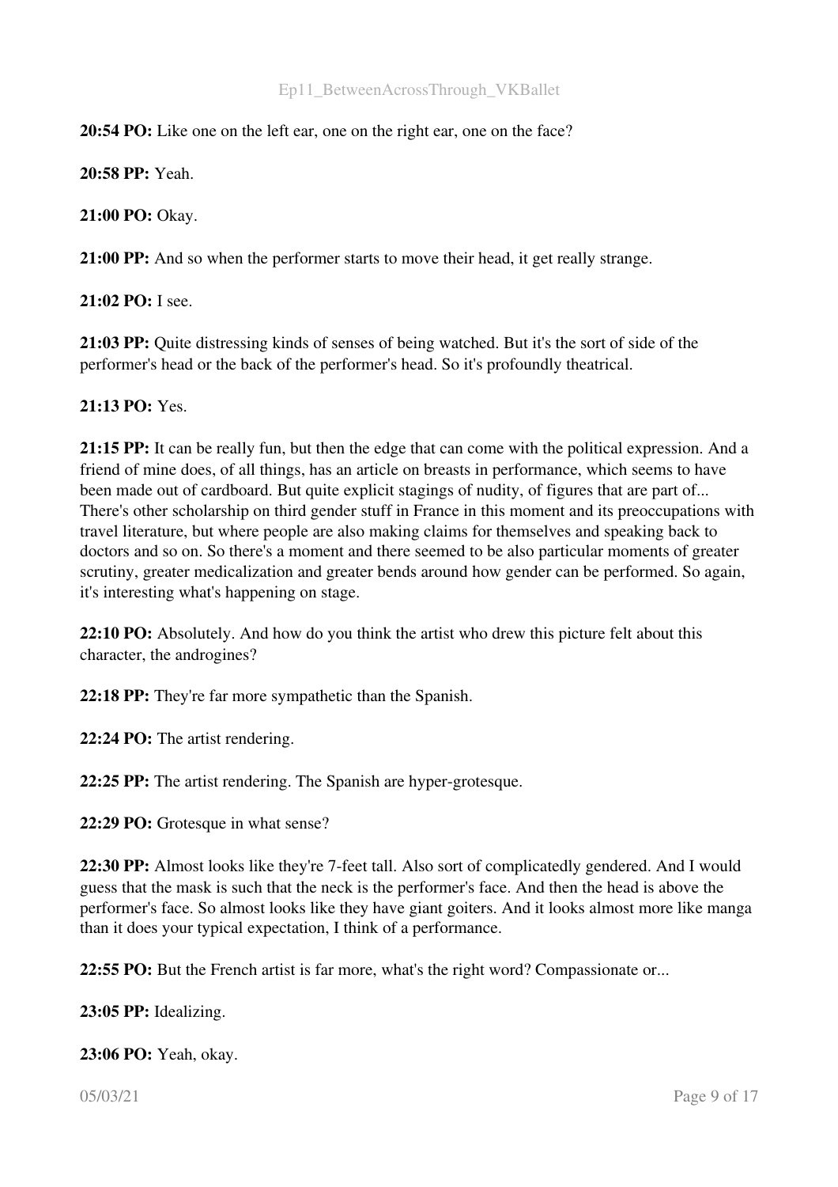**20:54 PO:** Like one on the left ear, one on the right ear, one on the face?

**20:58 PP:** Yeah.

**21:00 PO:** Okay.

**21:00 PP:** And so when the performer starts to move their head, it get really strange.

**21:02 PO:** I see.

**21:03 PP:** Quite distressing kinds of senses of being watched. But it's the sort of side of the performer's head or the back of the performer's head. So it's profoundly theatrical.

**21:13 PO:** Yes.

**21:15 PP:** It can be really fun, but then the edge that can come with the political expression. And a friend of mine does, of all things, has an article on breasts in performance, which seems to have been made out of cardboard. But quite explicit stagings of nudity, of figures that are part of... There's other scholarship on third gender stuff in France in this moment and its preoccupations with travel literature, but where people are also making claims for themselves and speaking back to doctors and so on. So there's a moment and there seemed to be also particular moments of greater scrutiny, greater medicalization and greater bends around how gender can be performed. So again, it's interesting what's happening on stage.

**22:10 PO:** Absolutely. And how do you think the artist who drew this picture felt about this character, the androgines?

**22:18 PP:** They're far more sympathetic than the Spanish.

**22:24 PO:** The artist rendering.

**22:25 PP:** The artist rendering. The Spanish are hyper-grotesque.

**22:29 PO:** Grotesque in what sense?

**22:30 PP:** Almost looks like they're 7-feet tall. Also sort of complicatedly gendered. And I would guess that the mask is such that the neck is the performer's face. And then the head is above the performer's face. So almost looks like they have giant goiters. And it looks almost more like manga than it does your typical expectation, I think of a performance.

**22:55 PO:** But the French artist is far more, what's the right word? Compassionate or...

**23:05 PP:** Idealizing.

**23:06 PO:** Yeah, okay.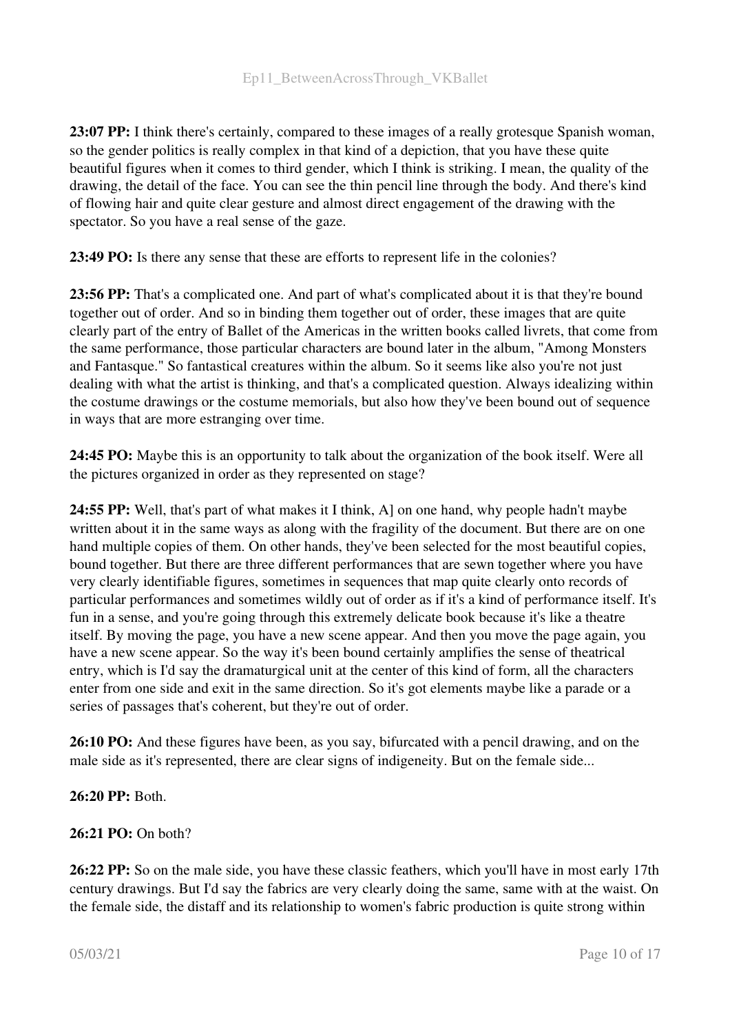**23:07 PP:** I think there's certainly, compared to these images of a really grotesque Spanish woman, so the gender politics is really complex in that kind of a depiction, that you have these quite beautiful figures when it comes to third gender, which I think is striking. I mean, the quality of the drawing, the detail of the face. You can see the thin pencil line through the body. And there's kind of flowing hair and quite clear gesture and almost direct engagement of the drawing with the spectator. So you have a real sense of the gaze.

**23:49 PO:** Is there any sense that these are efforts to represent life in the colonies?

**23:56 PP:** That's a complicated one. And part of what's complicated about it is that they're bound together out of order. And so in binding them together out of order, these images that are quite clearly part of the entry of Ballet of the Americas in the written books called livrets, that come from the same performance, those particular characters are bound later in the album, "Among Monsters and Fantasque." So fantastical creatures within the album. So it seems like also you're not just dealing with what the artist is thinking, and that's a complicated question. Always idealizing within the costume drawings or the costume memorials, but also how they've been bound out of sequence in ways that are more estranging over time.

**24:45 PO:** Maybe this is an opportunity to talk about the organization of the book itself. Were all the pictures organized in order as they represented on stage?

**24:55 PP:** Well, that's part of what makes it I think, A] on one hand, why people hadn't maybe written about it in the same ways as along with the fragility of the document. But there are on one hand multiple copies of them. On other hands, they've been selected for the most beautiful copies, bound together. But there are three different performances that are sewn together where you have very clearly identifiable figures, sometimes in sequences that map quite clearly onto records of particular performances and sometimes wildly out of order as if it's a kind of performance itself. It's fun in a sense, and you're going through this extremely delicate book because it's like a theatre itself. By moving the page, you have a new scene appear. And then you move the page again, you have a new scene appear. So the way it's been bound certainly amplifies the sense of theatrical entry, which is I'd say the dramaturgical unit at the center of this kind of form, all the characters enter from one side and exit in the same direction. So it's got elements maybe like a parade or a series of passages that's coherent, but they're out of order.

**26:10 PO:** And these figures have been, as you say, bifurcated with a pencil drawing, and on the male side as it's represented, there are clear signs of indigeneity. But on the female side...

**26:20 PP:** Both.

**26:21 PO:** On both?

**26:22 PP:** So on the male side, you have these classic feathers, which you'll have in most early 17th century drawings. But I'd say the fabrics are very clearly doing the same, same with at the waist. On the female side, the distaff and its relationship to women's fabric production is quite strong within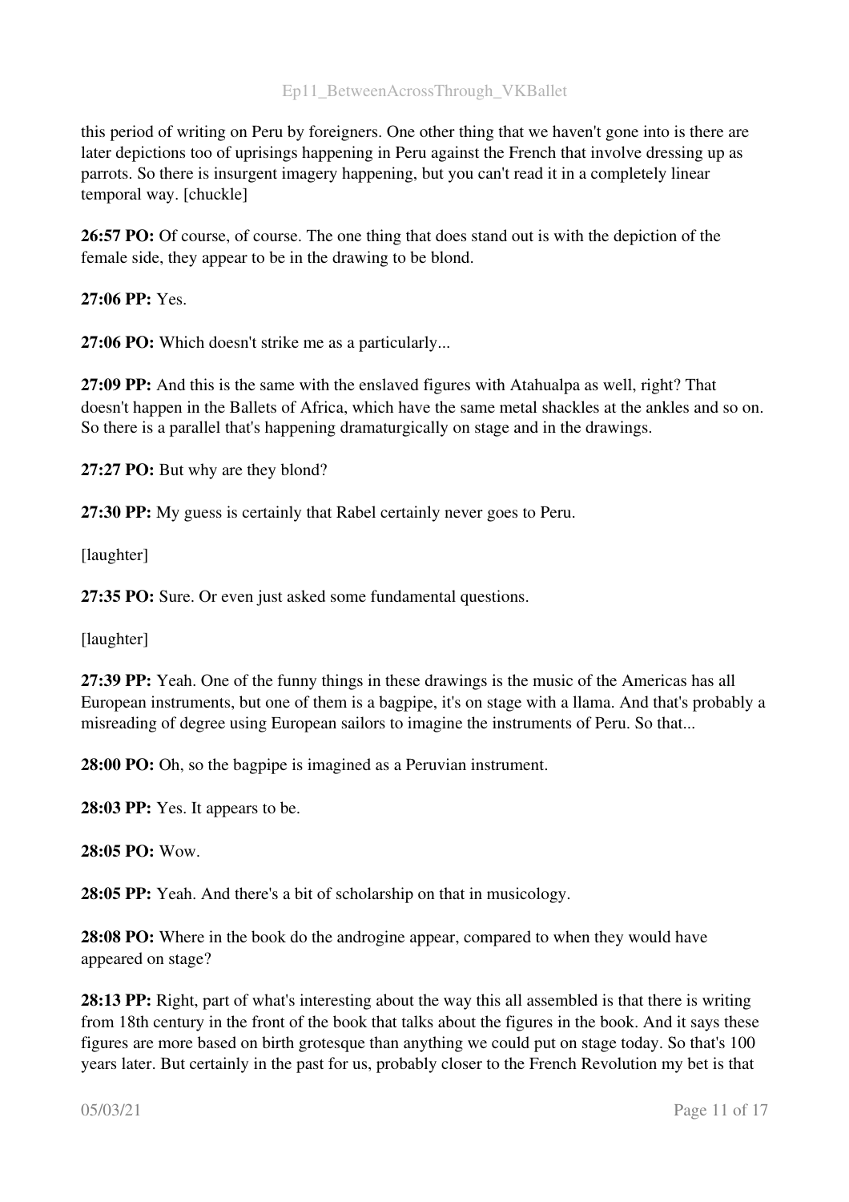this period of writing on Peru by foreigners. One other thing that we haven't gone into is there are later depictions too of uprisings happening in Peru against the French that involve dressing up as parrots. So there is insurgent imagery happening, but you can't read it in a completely linear temporal way. [chuckle]

**26:57 PO:** Of course, of course. The one thing that does stand out is with the depiction of the female side, they appear to be in the drawing to be blond.

**27:06 PP:** Yes.

**27:06 PO:** Which doesn't strike me as a particularly...

**27:09 PP:** And this is the same with the enslaved figures with Atahualpa as well, right? That doesn't happen in the Ballets of Africa, which have the same metal shackles at the ankles and so on. So there is a parallel that's happening dramaturgically on stage and in the drawings.

**27:27 PO:** But why are they blond?

**27:30 PP:** My guess is certainly that Rabel certainly never goes to Peru.

[laughter]

**27:35 PO:** Sure. Or even just asked some fundamental questions.

[laughter]

**27:39 PP:** Yeah. One of the funny things in these drawings is the music of the Americas has all European instruments, but one of them is a bagpipe, it's on stage with a llama. And that's probably a misreading of degree using European sailors to imagine the instruments of Peru. So that...

**28:00 PO:** Oh, so the bagpipe is imagined as a Peruvian instrument.

**28:03 PP:** Yes. It appears to be.

**28:05 PO:** Wow.

**28:05 PP:** Yeah. And there's a bit of scholarship on that in musicology.

**28:08 PO:** Where in the book do the androgine appear, compared to when they would have appeared on stage?

**28:13 PP:** Right, part of what's interesting about the way this all assembled is that there is writing from 18th century in the front of the book that talks about the figures in the book. And it says these figures are more based on birth grotesque than anything we could put on stage today. So that's 100 years later. But certainly in the past for us, probably closer to the French Revolution my bet is that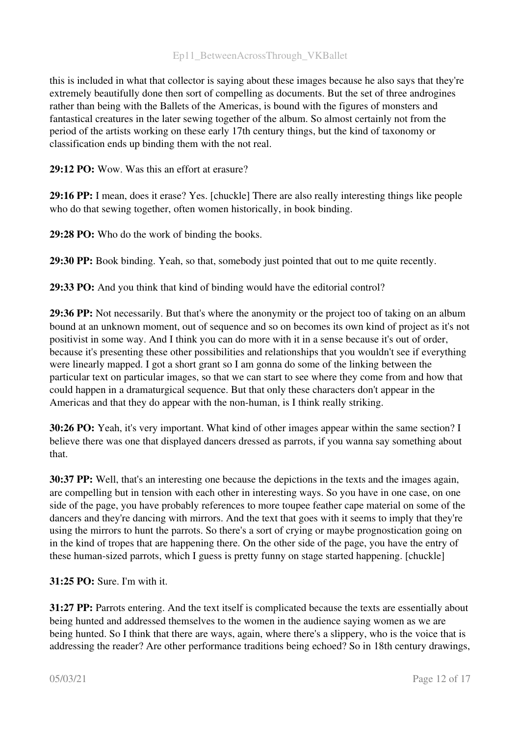this is included in what that collector is saying about these images because he also says that they're extremely beautifully done then sort of compelling as documents. But the set of three androgines rather than being with the Ballets of the Americas, is bound with the figures of monsters and fantastical creatures in the later sewing together of the album. So almost certainly not from the period of the artists working on these early 17th century things, but the kind of taxonomy or classification ends up binding them with the not real.

**29:12 PO:** Wow. Was this an effort at erasure?

**29:16 PP:** I mean, does it erase? Yes. [chuckle] There are also really interesting things like people who do that sewing together, often women historically, in book binding.

**29:28 PO:** Who do the work of binding the books.

**29:30 PP:** Book binding. Yeah, so that, somebody just pointed that out to me quite recently.

**29:33 PO:** And you think that kind of binding would have the editorial control?

**29:36 PP:** Not necessarily. But that's where the anonymity or the project too of taking on an album bound at an unknown moment, out of sequence and so on becomes its own kind of project as it's not positivist in some way. And I think you can do more with it in a sense because it's out of order, because it's presenting these other possibilities and relationships that you wouldn't see if everything were linearly mapped. I got a short grant so I am gonna do some of the linking between the particular text on particular images, so that we can start to see where they come from and how that could happen in a dramaturgical sequence. But that only these characters don't appear in the Americas and that they do appear with the non-human, is I think really striking.

**30:26 PO:** Yeah, it's very important. What kind of other images appear within the same section? I believe there was one that displayed dancers dressed as parrots, if you wanna say something about that.

**30:37 PP:** Well, that's an interesting one because the depictions in the texts and the images again, are compelling but in tension with each other in interesting ways. So you have in one case, on one side of the page, you have probably references to more toupee feather cape material on some of the dancers and they're dancing with mirrors. And the text that goes with it seems to imply that they're using the mirrors to hunt the parrots. So there's a sort of crying or maybe prognostication going on in the kind of tropes that are happening there. On the other side of the page, you have the entry of these human-sized parrots, which I guess is pretty funny on stage started happening. [chuckle]

**31:25 PO:** Sure. I'm with it.

**31:27 PP:** Parrots entering. And the text itself is complicated because the texts are essentially about being hunted and addressed themselves to the women in the audience saying women as we are being hunted. So I think that there are ways, again, where there's a slippery, who is the voice that is addressing the reader? Are other performance traditions being echoed? So in 18th century drawings,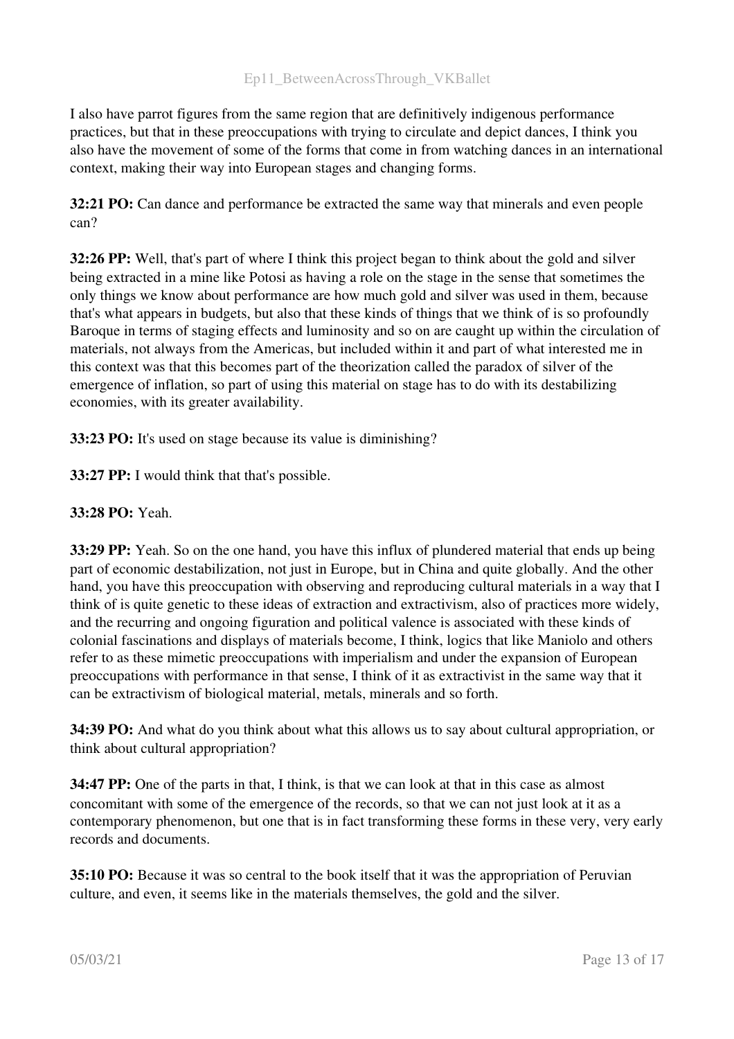I also have parrot figures from the same region that are definitively indigenous performance practices, but that in these preoccupations with trying to circulate and depict dances, I think you also have the movement of some of the forms that come in from watching dances in an international context, making their way into European stages and changing forms.

**32:21 PO:** Can dance and performance be extracted the same way that minerals and even people can?

**32:26 PP:** Well, that's part of where I think this project began to think about the gold and silver being extracted in a mine like Potosi as having a role on the stage in the sense that sometimes the only things we know about performance are how much gold and silver was used in them, because that's what appears in budgets, but also that these kinds of things that we think of is so profoundly Baroque in terms of staging effects and luminosity and so on are caught up within the circulation of materials, not always from the Americas, but included within it and part of what interested me in this context was that this becomes part of the theorization called the paradox of silver of the emergence of inflation, so part of using this material on stage has to do with its destabilizing economies, with its greater availability.

**33:23 PO:** It's used on stage because its value is diminishing?

**33:27 PP:** I would think that that's possible.

**33:28 PO:** Yeah.

**33:29 PP:** Yeah. So on the one hand, you have this influx of plundered material that ends up being part of economic destabilization, not just in Europe, but in China and quite globally. And the other hand, you have this preoccupation with observing and reproducing cultural materials in a way that I think of is quite genetic to these ideas of extraction and extractivism, also of practices more widely, and the recurring and ongoing figuration and political valence is associated with these kinds of colonial fascinations and displays of materials become, I think, logics that like Maniolo and others refer to as these mimetic preoccupations with imperialism and under the expansion of European preoccupations with performance in that sense, I think of it as extractivist in the same way that it can be extractivism of biological material, metals, minerals and so forth.

**34:39 PO:** And what do you think about what this allows us to say about cultural appropriation, or think about cultural appropriation?

**34:47 PP:** One of the parts in that, I think, is that we can look at that in this case as almost concomitant with some of the emergence of the records, so that we can not just look at it as a contemporary phenomenon, but one that is in fact transforming these forms in these very, very early records and documents.

**35:10 PO:** Because it was so central to the book itself that it was the appropriation of Peruvian culture, and even, it seems like in the materials themselves, the gold and the silver.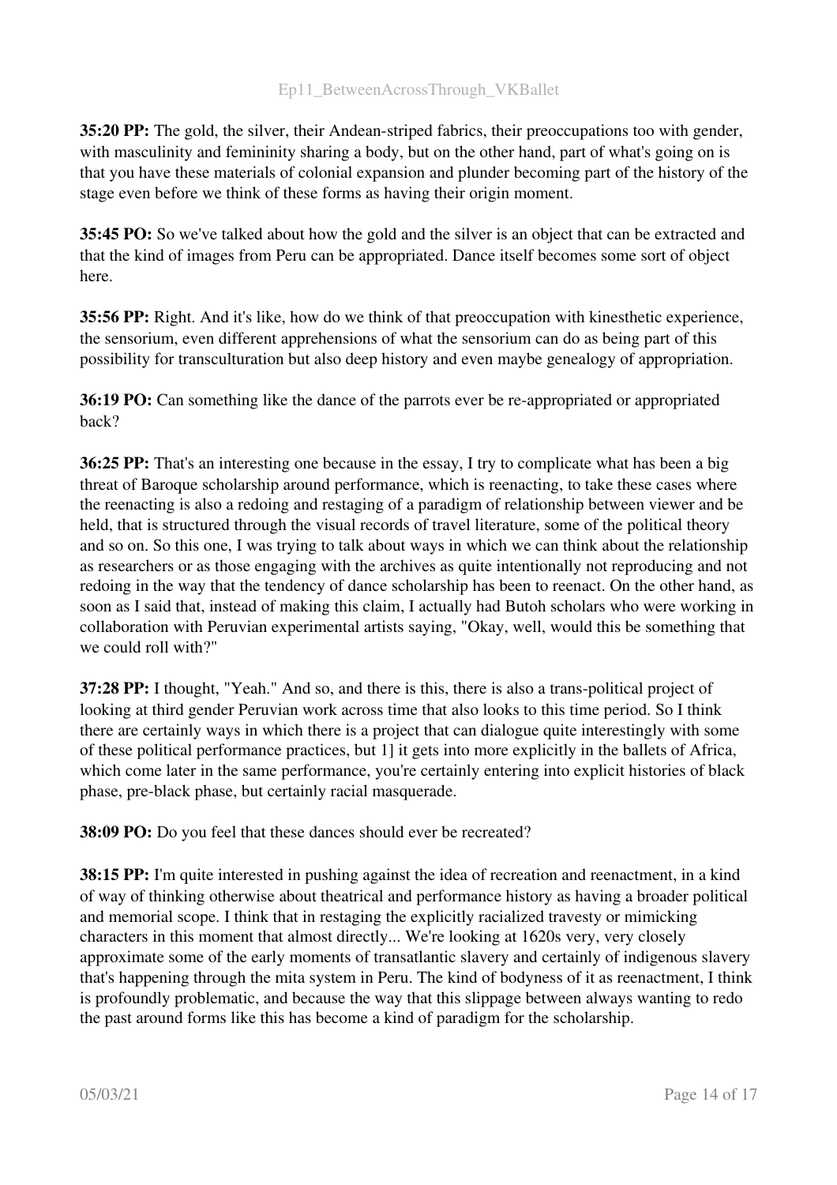**35:20 PP:** The gold, the silver, their Andean-striped fabrics, their preoccupations too with gender, with masculinity and femininity sharing a body, but on the other hand, part of what's going on is that you have these materials of colonial expansion and plunder becoming part of the history of the stage even before we think of these forms as having their origin moment.

**35:45 PO:** So we've talked about how the gold and the silver is an object that can be extracted and that the kind of images from Peru can be appropriated. Dance itself becomes some sort of object here.

**35:56 PP:** Right. And it's like, how do we think of that preoccupation with kinesthetic experience, the sensorium, even different apprehensions of what the sensorium can do as being part of this possibility for transculturation but also deep history and even maybe genealogy of appropriation.

**36:19 PO:** Can something like the dance of the parrots ever be re-appropriated or appropriated back?

**36:25 PP:** That's an interesting one because in the essay, I try to complicate what has been a big threat of Baroque scholarship around performance, which is reenacting, to take these cases where the reenacting is also a redoing and restaging of a paradigm of relationship between viewer and be held, that is structured through the visual records of travel literature, some of the political theory and so on. So this one, I was trying to talk about ways in which we can think about the relationship as researchers or as those engaging with the archives as quite intentionally not reproducing and not redoing in the way that the tendency of dance scholarship has been to reenact. On the other hand, as soon as I said that, instead of making this claim, I actually had Butoh scholars who were working in collaboration with Peruvian experimental artists saying, "Okay, well, would this be something that we could roll with?"

**37:28 PP:** I thought, "Yeah." And so, and there is this, there is also a trans-political project of looking at third gender Peruvian work across time that also looks to this time period. So I think there are certainly ways in which there is a project that can dialogue quite interestingly with some of these political performance practices, but 1] it gets into more explicitly in the ballets of Africa, which come later in the same performance, you're certainly entering into explicit histories of black phase, pre-black phase, but certainly racial masquerade.

**38:09 PO:** Do you feel that these dances should ever be recreated?

**38:15 PP:** I'm quite interested in pushing against the idea of recreation and reenactment, in a kind of way of thinking otherwise about theatrical and performance history as having a broader political and memorial scope. I think that in restaging the explicitly racialized travesty or mimicking characters in this moment that almost directly... We're looking at 1620s very, very closely approximate some of the early moments of transatlantic slavery and certainly of indigenous slavery that's happening through the mita system in Peru. The kind of bodyness of it as reenactment, I think is profoundly problematic, and because the way that this slippage between always wanting to redo the past around forms like this has become a kind of paradigm for the scholarship.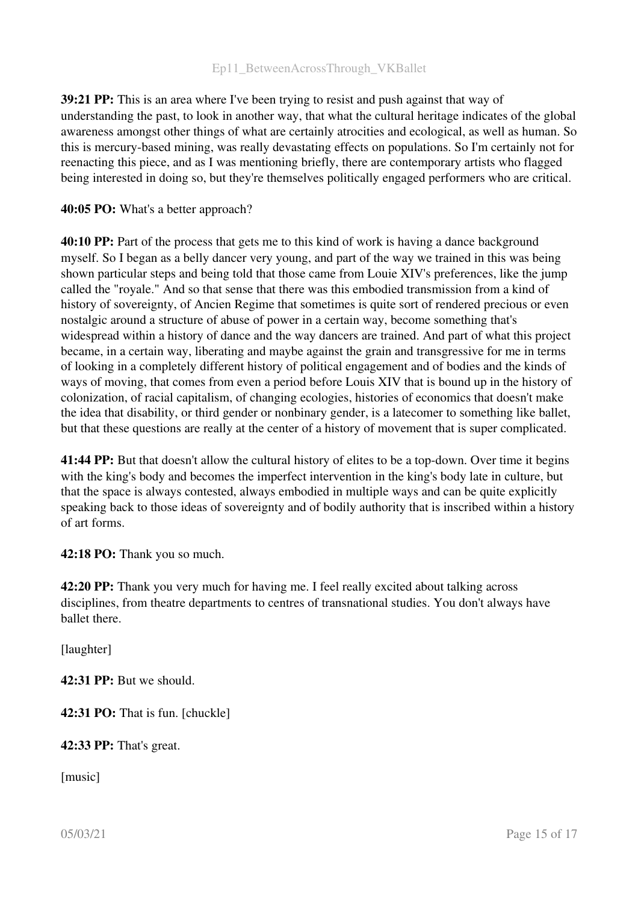**39:21 PP:** This is an area where I've been trying to resist and push against that way of understanding the past, to look in another way, that what the cultural heritage indicates of the global awareness amongst other things of what are certainly atrocities and ecological, as well as human. So this is mercury-based mining, was really devastating effects on populations. So I'm certainly not for reenacting this piece, and as I was mentioning briefly, there are contemporary artists who flagged being interested in doing so, but they're themselves politically engaged performers who are critical.

**40:05 PO:** What's a better approach?

**40:10 PP:** Part of the process that gets me to this kind of work is having a dance background myself. So I began as a belly dancer very young, and part of the way we trained in this was being shown particular steps and being told that those came from Louie XIV's preferences, like the jump called the "royale." And so that sense that there was this embodied transmission from a kind of history of sovereignty, of Ancien Regime that sometimes is quite sort of rendered precious or even nostalgic around a structure of abuse of power in a certain way, become something that's widespread within a history of dance and the way dancers are trained. And part of what this project became, in a certain way, liberating and maybe against the grain and transgressive for me in terms of looking in a completely different history of political engagement and of bodies and the kinds of ways of moving, that comes from even a period before Louis XIV that is bound up in the history of colonization, of racial capitalism, of changing ecologies, histories of economics that doesn't make the idea that disability, or third gender or nonbinary gender, is a latecomer to something like ballet, but that these questions are really at the center of a history of movement that is super complicated.

**41:44 PP:** But that doesn't allow the cultural history of elites to be a top-down. Over time it begins with the king's body and becomes the imperfect intervention in the king's body late in culture, but that the space is always contested, always embodied in multiple ways and can be quite explicitly speaking back to those ideas of sovereignty and of bodily authority that is inscribed within a history of art forms.

**42:18 PO:** Thank you so much.

**42:20 PP:** Thank you very much for having me. I feel really excited about talking across disciplines, from theatre departments to centres of transnational studies. You don't always have ballet there.

[laughter]

**42:31 PP:** But we should.

**42:31 PO:** That is fun. [chuckle]

**42:33 PP:** That's great.

[music]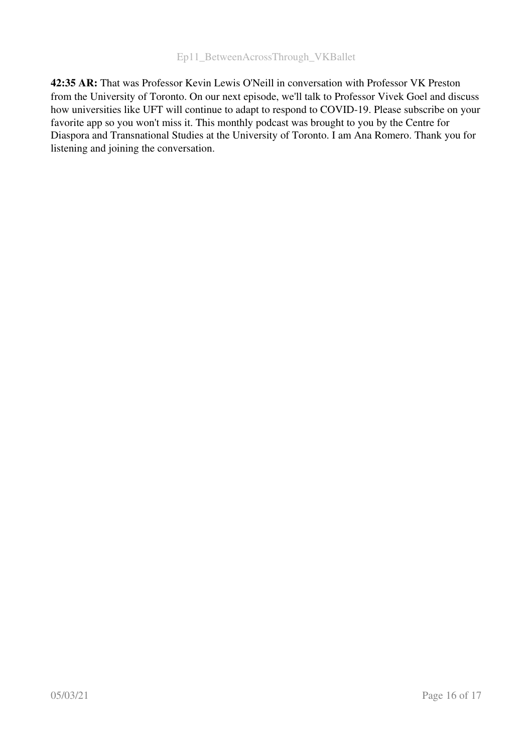**42:35 AR:** That was Professor Kevin Lewis O'Neill in conversation with Professor VK Preston from the University of Toronto. On our next episode, we'll talk to Professor Vivek Goel and discuss how universities like UFT will continue to adapt to respond to COVID-19. Please subscribe on your favorite app so you won't miss it. This monthly podcast was brought to you by the Centre for Diaspora and Transnational Studies at the University of Toronto. I am Ana Romero. Thank you for listening and joining the conversation.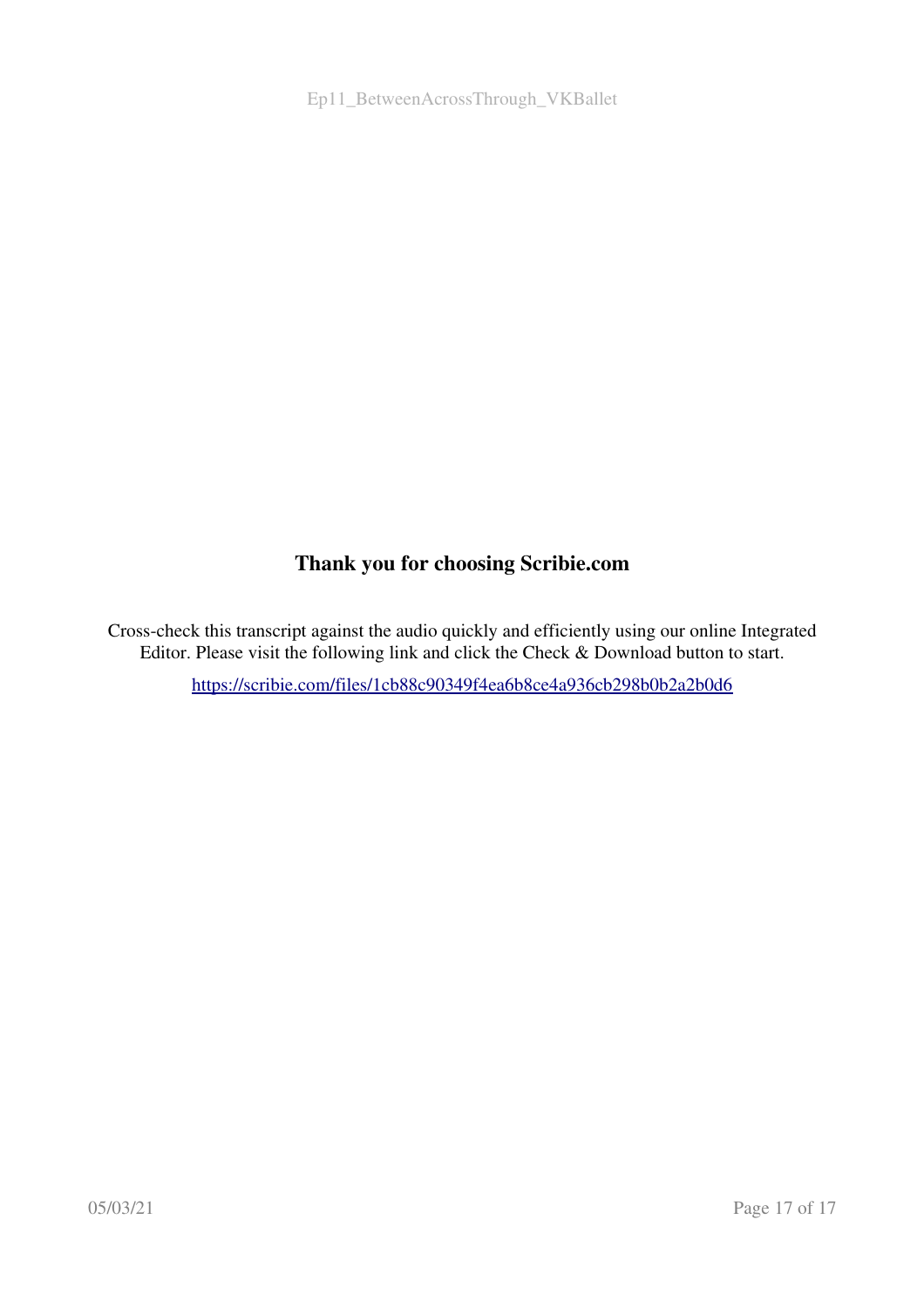**Thank you for choosing Scribie.com**

Cross-check this transcript against the audio quickly and efficiently using our online Integrated Editor. Please visit the following link and click the Check & Download button to start.

https://scribie.com/files/1cb88c90349f4ea6b8ce4a936cb298b0b2a2b0d6